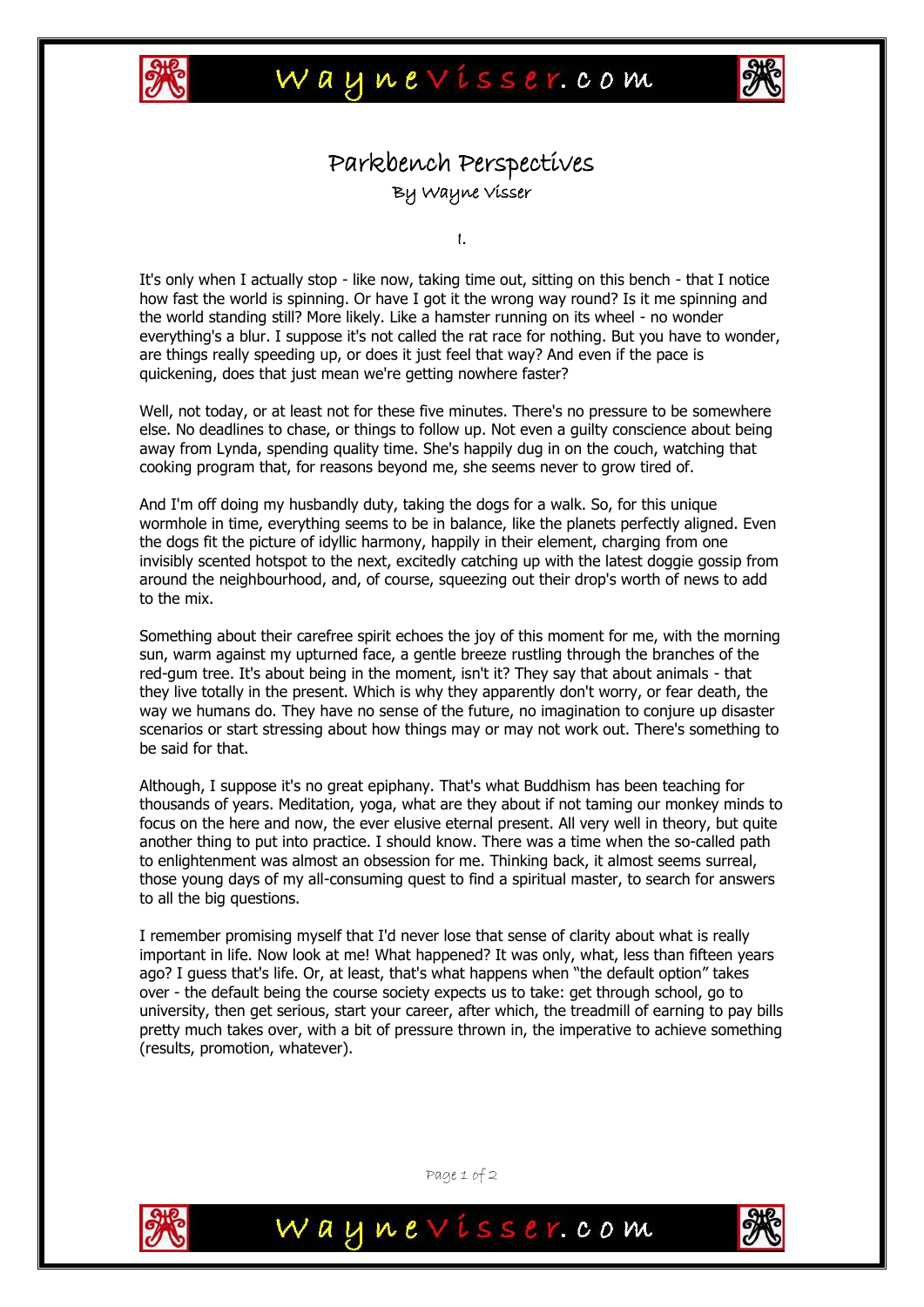# Parkbench Perspectives

### By Wayne Visser

I.

It's only when I actually stop - like now, taking time out, sitting on this bench - that I notice how fast the world is spinning. Or have I got it the wrong way round? Is it me spinning and the world standing still? More likely. Like a hamster running on its wheel - no wonder everything's a blur. I suppose it's not called the rat race for nothing. But you have to wonder, are things really speeding up, or does it just feel that way? And even if the pace is quickening, does that just mean we're getting nowhere faster?

Well, not today, or at least not for these five minutes. There's no pressure to be somewhere else. No deadlines to chase, or things to follow up. Not even a guilty conscience about being away from Lynda, spending quality time. She's happily dug in on the couch, watching that cooking program that, for reasons beyond me, she seems never to grow tired of.

And I'm off doing my husbandly duty, taking the dogs for a walk. So, for this unique wormhole in time, everything seems to be in balance, like the planets perfectly aligned. Even the dogs fit the picture of idyllic harmony, happily in their element, charging from one invisibly scented hotspot to the next, excitedly catching up with the latest doggie gossip from around the neighbourhood, and, of course, squeezing out their drop's worth of news to add to the mix.

Something about their carefree spirit echoes the joy of this moment for me, with the morning sun, warm against my upturned face, a gentle breeze rustling through the branches of the red-gum tree. It's about being in the moment, isn't it? They say that about animals - that they live totally in the present. Which is why they apparently don't worry, or fear death, the way we humans do. They have no sense of the future, no imagination to conjure up disaster scenarios or start stressing about how things may or may not work out. There's something to be said for that.

Although, I suppose it's no great epiphany. That's what Buddhism has been teaching for thousands of years. Meditation, yoga, what are they about if not taming our monkey minds to focus on the here and now, the ever elusive eternal present. All very well in theory, but quite another thing to put into practice. I should know. There was a time when the so-called path to enlightenment was almost an obsession for me. Thinking back, it almost seems surreal, those young days of my all-consuming quest to find a spiritual master, to search for answers to all the big questions.

I remember promising myself that I'd never lose that sense of clarity about what is really important in life. Now look at me! What happened? It was only, what, less than fifteen years ago? I guess that's life. Or, at least, that's what happens when "the default option" takes over - the default being the course society expects us to take: get through school, go to university, then get serious, start your career, after which, the treadmill of earning to pay bills pretty much takes over, with a bit of pressure thrown in, the imperative to achieve something (results, promotion, whatever).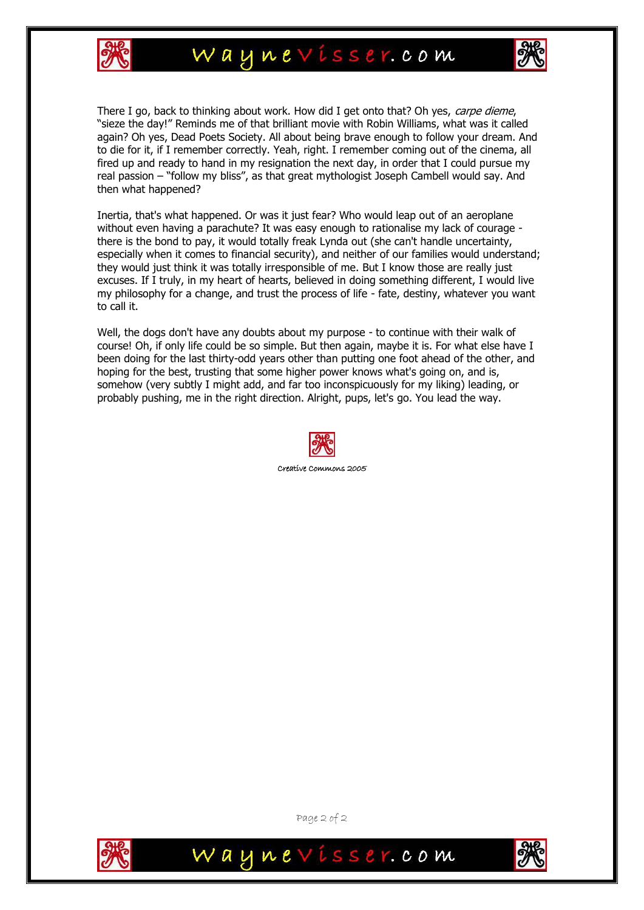There I go, back to thinking about work. How did I get onto that? Oh yes, *carpe dieme*, "sieze the day!" Reminds me of that brilliant movie with Robin Williams, what was it called again? Oh yes, Dead Poets Society. All about being brave enough to follow your dream. And to die for it, if I remember correctly. Yeah, right. I remember coming out of the cinema, all fired up and ready to hand in my resignation the next day, in order that I could pursue my real passion – "follow my bliss", as that great mythologist Joseph Cambell would say. And then what happened?

Inertia, that's what happened. Or was it just fear? Who would leap out of an aeroplane without even having a parachute? It was easy enough to rationalise my lack of courage - there is the bond to pay, it would totally freak Lynda out (she can't handle uncertainty, especially when it comes to financial security), and neither of our families would understand; they would just think it was totally irresponsible of me. But I know those are really just excuses. If I truly, in my heart of hearts, believed in doing something different, I would live my philosophy for a change, and trust the process of life - fate, destiny, whatever you want to call it.

Well, the dogs don't have any doubts about my purpose - to continue with their walk of course! Oh, if only life could be so simple. But then again, maybe it is. For what else have I been doing for the last thirty-odd years other than putting one foot ahead of the other, and hoping for the best, trusting that some higher power knows what's going on, and is, somehow (very subtly I might add, and far too inconspicuously for my liking) leading, or probably pushing, me in the right direction. Alright, pups, let's go. You lead the way.

Creative Commons 2005